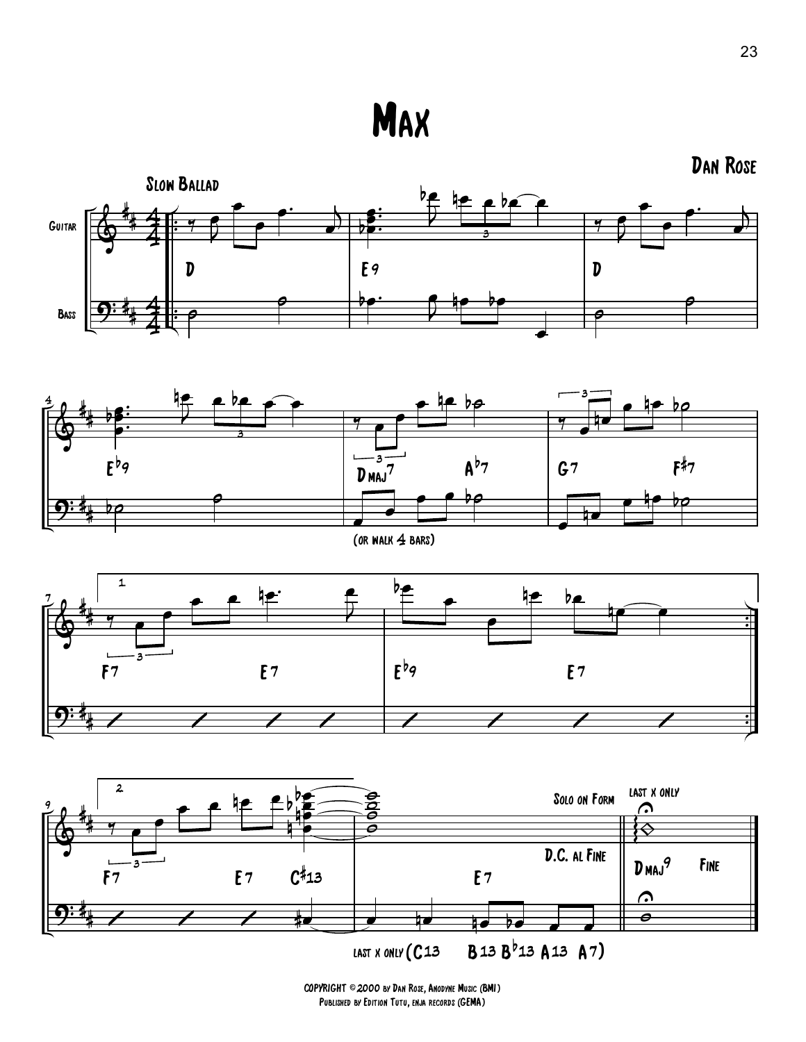# Max

Dan Rose

Slow Ballad

Guitar

Bass

D | E9 | D | E♭9 | DMAJ7 A♭7 | G7 F♯7 |

(or walk 4 bars)

1. F7 E7 | E♭9 E7 :|

2. F7 E7 C♯13 | E7

D.C. al Fine

Solo on Form

Last x only

DMAJ9 Fine

Last x only (C13 B13 B♭13 A13 A7)

Copyright © 2000 by Dan Rose, Anodyne Music (BMI)
Published by Edition Tutu, enja records (GEMA)